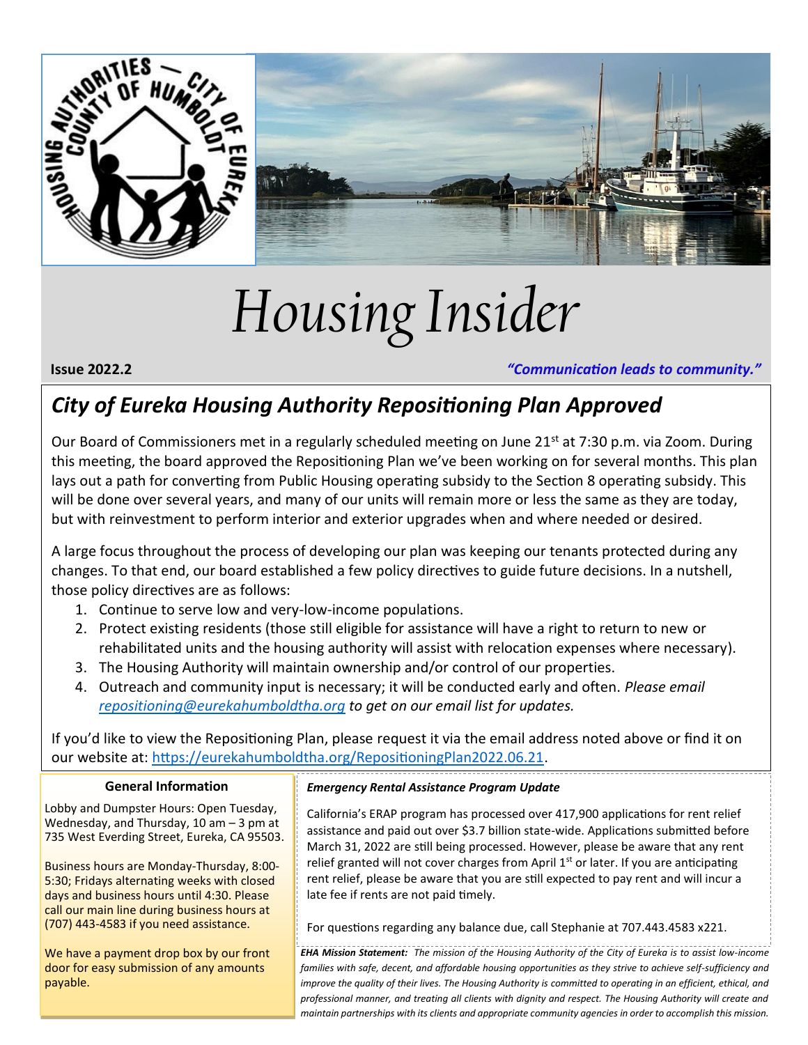# Housing Insider

**Issue 2022.2**

***"Communication leads to community."***

## City of Eureka Housing Authority Repositioning Plan Approved

Our Board of Commissioners met in a regularly scheduled meeting on June 21st at 7:30 p.m. via Zoom. During this meeting, the board approved the Repositioning Plan we've been working on for several months. This plan lays out a path for converting from Public Housing operating subsidy to the Section 8 operating subsidy. This will be done over several years, and many of our units will remain more or less the same as they are today, but with reinvestment to perform interior and exterior upgrades when and where needed or desired.

A large focus throughout the process of developing our plan was keeping our tenants protected during any changes. To that end, our board established a few policy directives to guide future decisions. In a nutshell, those policy directives are as follows:

1. Continue to serve low and very-low-income populations.
2. Protect existing residents (those still eligible for assistance will have a right to return to new or rehabilitated units and the housing authority will assist with relocation expenses where necessary).
3. The Housing Authority will maintain ownership and/or control of our properties.
4. Outreach and community input is necessary; it will be conducted early and often. *Please email repositioning@eurekahumboldtha.org to get on our email list for updates.*

If you'd like to view the Repositioning Plan, please request it via the email address noted above or find it on our website at: https://eurekahumboldtha.org/RepositioningPlan2022.06.21.

### General Information

Lobby and Dumpster Hours: Open Tuesday, Wednesday, and Thursday, 10 am – 3 pm at 735 West Everding Street, Eureka, CA 95503.

Business hours are Monday-Thursday, 8:00-5:30; Fridays alternating weeks with closed days and business hours until 4:30. Please call our main line during business hours at (707) 443-4583 if you need assistance.

We have a payment drop box by our front door for easy submission of any amounts payable.

### *Emergency Rental Assistance Program Update*

California's ERAP program has processed over 417,900 applications for rent relief assistance and paid out over $3.7 billion state-wide. Applications submitted before March 31, 2022 are still being processed. However, please be aware that any rent relief granted will not cover charges from April 1st or later. If you are anticipating rent relief, please be aware that you are still expected to pay rent and will incur a late fee if rents are not paid timely.

For questions regarding any balance due, call Stephanie at 707.443.4583 x221.

***EHA Mission Statement:*** *The mission of the Housing Authority of the City of Eureka is to assist low-income families with safe, decent, and affordable housing opportunities as they strive to achieve self-sufficiency and improve the quality of their lives. The Housing Authority is committed to operating in an efficient, ethical, and professional manner, and treating all clients with dignity and respect. The Housing Authority will create and maintain partnerships with its clients and appropriate community agencies in order to accomplish this mission.*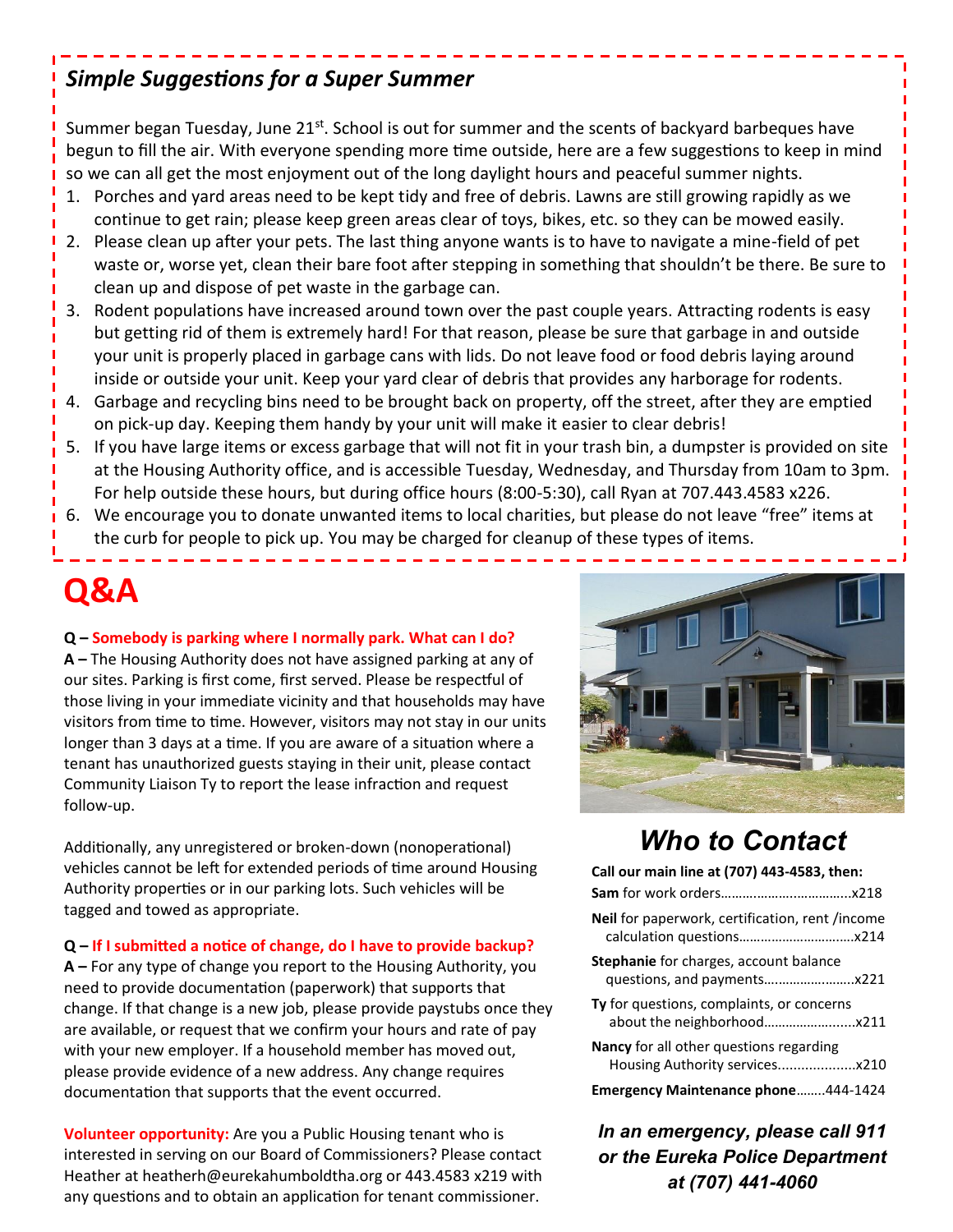## *Simple Suggestions for a Super Summer*

Summer began Tuesday, June 21st. School is out for summer and the scents of backyard barbeques have begun to fill the air. With everyone spending more time outside, here are a few suggestions to keep in mind so we can all get the most enjoyment out of the long daylight hours and peaceful summer nights.

1. Porches and yard areas need to be kept tidy and free of debris. Lawns are still growing rapidly as we continue to get rain; please keep green areas clear of toys, bikes, etc. so they can be mowed easily.
2. Please clean up after your pets. The last thing anyone wants is to have to navigate a mine-field of pet waste or, worse yet, clean their bare foot after stepping in something that shouldn't be there. Be sure to clean up and dispose of pet waste in the garbage can.
3. Rodent populations have increased around town over the past couple years. Attracting rodents is easy but getting rid of them is extremely hard! For that reason, please be sure that garbage in and outside your unit is properly placed in garbage cans with lids. Do not leave food or food debris laying around inside or outside your unit. Keep your yard clear of debris that provides any harborage for rodents.
4. Garbage and recycling bins need to be brought back on property, off the street, after they are emptied on pick-up day. Keeping them handy by your unit will make it easier to clear debris!
5. If you have large items or excess garbage that will not fit in your trash bin, a dumpster is provided on site at the Housing Authority office, and is accessible Tuesday, Wednesday, and Thursday from 10am to 3pm. For help outside these hours, but during office hours (8:00-5:30), call Ryan at 707.443.4583 x226.
6. We encourage you to donate unwanted items to local charities, but please do not leave "free" items at the curb for people to pick up. You may be charged for cleanup of these types of items.

# Q&A

**Q – Somebody is parking where I normally park. What can I do?**

**A –** The Housing Authority does not have assigned parking at any of our sites. Parking is first come, first served. Please be respectful of those living in your immediate vicinity and that households may have visitors from time to time. However, visitors may not stay in our units longer than 3 days at a time. If you are aware of a situation where a tenant has unauthorized guests staying in their unit, please contact Community Liaison Ty to report the lease infraction and request follow-up.

Additionally, any unregistered or broken-down (nonoperational) vehicles cannot be left for extended periods of time around Housing Authority properties or in our parking lots. Such vehicles will be tagged and towed as appropriate.

**Q – If I submitted a notice of change, do I have to provide backup?**

**A –** For any type of change you report to the Housing Authority, you need to provide documentation (paperwork) that supports that change. If that change is a new job, please provide paystubs once they are available, or request that we confirm your hours and rate of pay with your new employer. If a household member has moved out, please provide evidence of a new address. Any change requires documentation that supports that the event occurred.

**Volunteer opportunity:** Are you a Public Housing tenant who is interested in serving on our Board of Commissioners? Please contact Heather at heatherh@eurekahumboldtha.org or 443.4583 x219 with any questions and to obtain an application for tenant commissioner.

## *Who to Contact*

**Call our main line at (707) 443-4583, then:**

**Sam** for work orders……………………………..x218

**Neil** for paperwork, certification, rent /income calculation questions…………………………..x214

**Stephanie** for charges, account balance questions, and payments…………………….x221

**Ty** for questions, complaints, or concerns about the neighborhood…………………....x211

**Nancy** for all other questions regarding Housing Authority services...................x210

**Emergency Maintenance phone**……..444-1424

***In an emergency, please call 911 or the Eureka Police Department at (707) 441-4060***